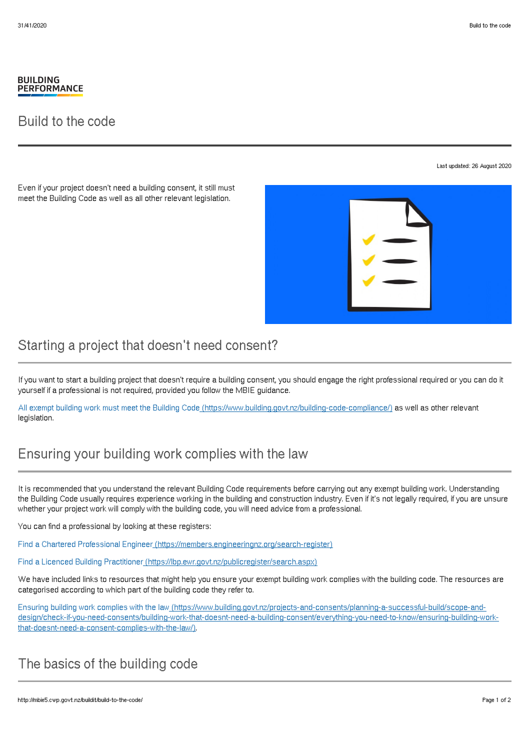**BUILDING PERFORMANCE**

# Build to the code

Last updated: 26 August 2020

Even if your project doesn't need a building consent, it still must meet the Building Code as well as all other relevant legislation.

## Starting a project that doesn't need consent?

If you want to start a building project that doesn't require a building consent, you should engage the right professional required or you can do it yourself if a professional is not required, provided you follow the MBIE guidance.

All exempt building work must meet the Building Code (https://www.building.govt.nz/building-code-compliance/) as well as other relevant legislation.

## Ensuring your building work complies with the law

It is recommended that you understand the relevant Building Code requirements before carrying out any exempt building work. Understanding the Building Code usually requires experience working in the building and construction industry. Even if it's not legally required, if you are unsure whether your project work will comply with the building code, you will need advice from a professional.

You can find a professional by looking at these registers:

Find a Chartered Professional Engineer (https://members.engineeringnz.org/search-register)

Find a Licenced Building Practitioner (https://lbp.ewr.govt.nz/publicregister/search.aspx)

We have included links to resources that might help you ensure your exempt building work complies with the building code. The resources are categorised according to which part of the building code they refer to.

Ensuring building work complies with the law (https://www.building.govt.nz/projects-and-consents/planning-a-successful-build/scope-and-design/check-if-you-need-consents/building-work-that-doesnt-need-a-building-consent/everything-you-need-to-know/ensuring-building-work-that-doesnt-need-a-consent-complies-with-the-law/).

## The basics of the building code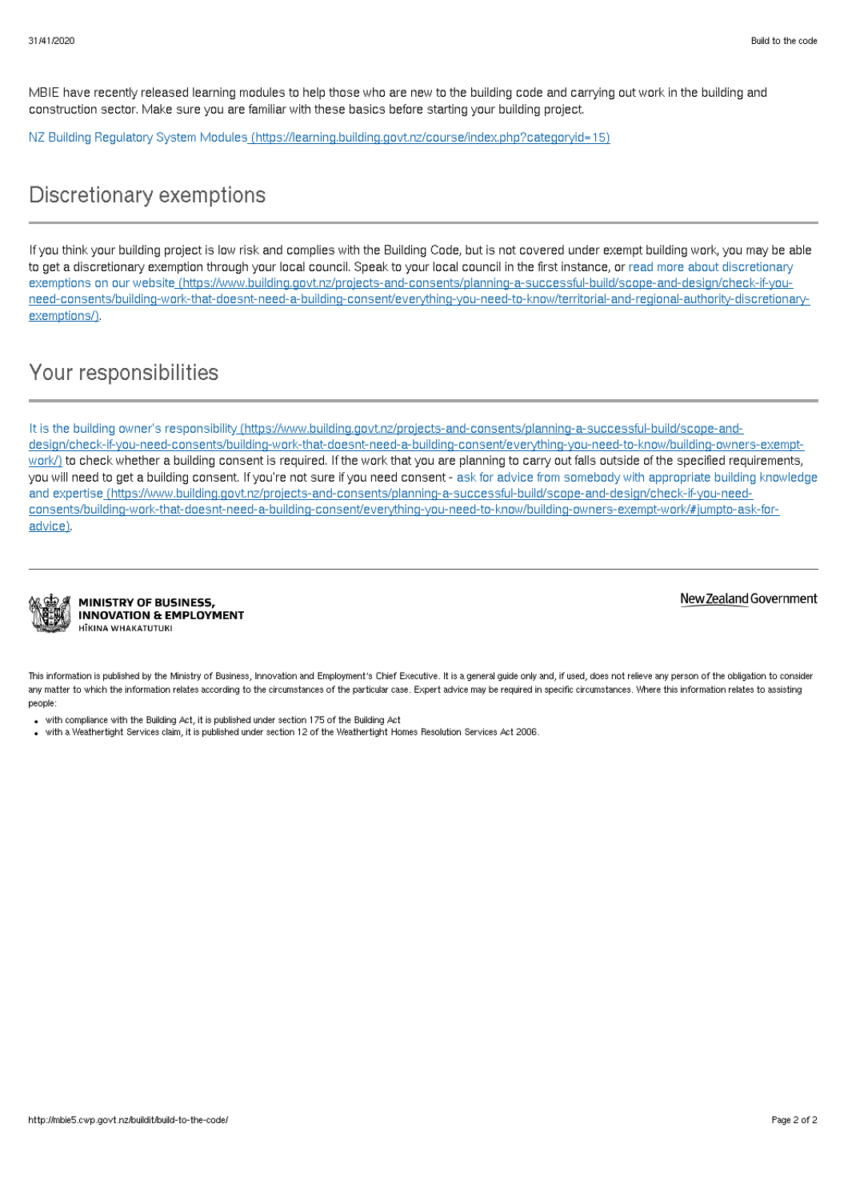MBIE have recently released learning modules to help those who are new to the building code and carrying out work in the building and construction sector. Make sure you are familiar with these basics before starting your building project.

[NZ Building Regulatory System Modules (https://learning.building.govt.nz/course/index.php?categoryid=15)](https://learning.building.govt.nz/course/index.php?categoryid=15)

## Discretionary exemptions

If you think your building project is low risk and complies with the Building Code, but is not covered under exempt building work, you may be able to get a discretionary exemption through your local council. Speak to your local council in the first instance, or [read more about discretionary exemptions on our website (https://www.building.govt.nz/projects-and-consents/planning-a-successful-build/scope-and-design/check-if-you-need-consents/building-work-that-doesnt-need-a-building-consent/everything-you-need-to-know/territorial-and-regional-authority-discretionary-exemptions/)](https://www.building.govt.nz/projects-and-consents/planning-a-successful-build/scope-and-design/check-if-you-need-consents/building-work-that-doesnt-need-a-building-consent/everything-you-need-to-know/territorial-and-regional-authority-discretionary-exemptions/).

## Your responsibilities

[It is the building owner's responsibility (https://www.building.govt.nz/projects-and-consents/planning-a-successful-build/scope-and-design/check-if-you-need-consents/building-work-that-doesnt-need-a-building-consent/everything-you-need-to-know/building-owners-exempt-work/)](https://www.building.govt.nz/projects-and-consents/planning-a-successful-build/scope-and-design/check-if-you-need-consents/building-work-that-doesnt-need-a-building-consent/everything-you-need-to-know/building-owners-exempt-work/) to check whether a building consent is required. If the work that you are planning to carry out falls outside of the specified requirements, you will need to get a building consent. If you're not sure if you need consent - [ask for advice from somebody with appropriate building knowledge and expertise (https://www.building.govt.nz/projects-and-consents/planning-a-successful-build/scope-and-design/check-if-you-need-consents/building-work-that-doesnt-need-a-building-consent/everything-you-need-to-know/building-owners-exempt-work/#jumpto-ask-for-advice)](https://www.building.govt.nz/projects-and-consents/planning-a-successful-build/scope-and-design/check-if-you-need-consents/building-work-that-doesnt-need-a-building-consent/everything-you-need-to-know/building-owners-exempt-work/#jumpto-ask-for-advice).

---

**MINISTRY OF BUSINESS, INNOVATION & EMPLOYMENT**
HĪKINA WHAKATUTUKI

New Zealand Government

This information is published by the Ministry of Business, Innovation and Employment's Chief Executive. It is a general guide only and, if used, does not relieve any person of the obligation to consider any matter to which the information relates according to the circumstances of the particular case. Expert advice may be required in specific circumstances. Where this information relates to assisting people:

- with compliance with the Building Act, it is published under section 175 of the Building Act
- with a Weathertight Services claim, it is published under section 12 of the Weathertight Homes Resolution Services Act 2006.